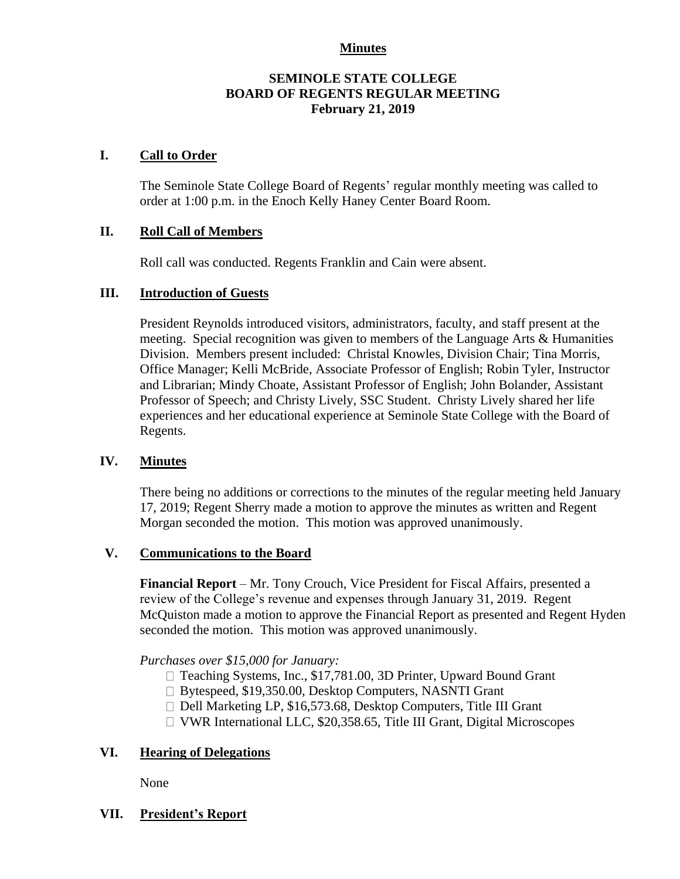**Minutes**

**SEMINOLE STATE COLLEGE**
**BOARD OF REGENTS REGULAR MEETING**
**February 21, 2019**

## I. Call to Order

The Seminole State College Board of Regents' regular monthly meeting was called to order at 1:00 p.m. in the Enoch Kelly Haney Center Board Room.

## II. Roll Call of Members

Roll call was conducted. Regents Franklin and Cain were absent.

## III. Introduction of Guests

President Reynolds introduced visitors, administrators, faculty, and staff present at the meeting. Special recognition was given to members of the Language Arts & Humanities Division. Members present included: Christal Knowles, Division Chair; Tina Morris, Office Manager; Kelli McBride, Associate Professor of English; Robin Tyler, Instructor and Librarian; Mindy Choate, Assistant Professor of English; John Bolander, Assistant Professor of Speech; and Christy Lively, SSC Student. Christy Lively shared her life experiences and her educational experience at Seminole State College with the Board of Regents.

## IV. Minutes

There being no additions or corrections to the minutes of the regular meeting held January 17, 2019; Regent Sherry made a motion to approve the minutes as written and Regent Morgan seconded the motion. This motion was approved unanimously.

## V. Communications to the Board

**Financial Report** – Mr. Tony Crouch, Vice President for Fiscal Affairs, presented a review of the College's revenue and expenses through January 31, 2019. Regent McQuiston made a motion to approve the Financial Report as presented and Regent Hyden seconded the motion. This motion was approved unanimously.

*Purchases over $15,000 for January:*

- Teaching Systems, Inc., $17,781.00, 3D Printer, Upward Bound Grant
- Bytespeed, $19,350.00, Desktop Computers, NASNTI Grant
- Dell Marketing LP, $16,573.68, Desktop Computers, Title III Grant
- VWR International LLC, $20,358.65, Title III Grant, Digital Microscopes

## VI. Hearing of Delegations

None

## VII. President's Report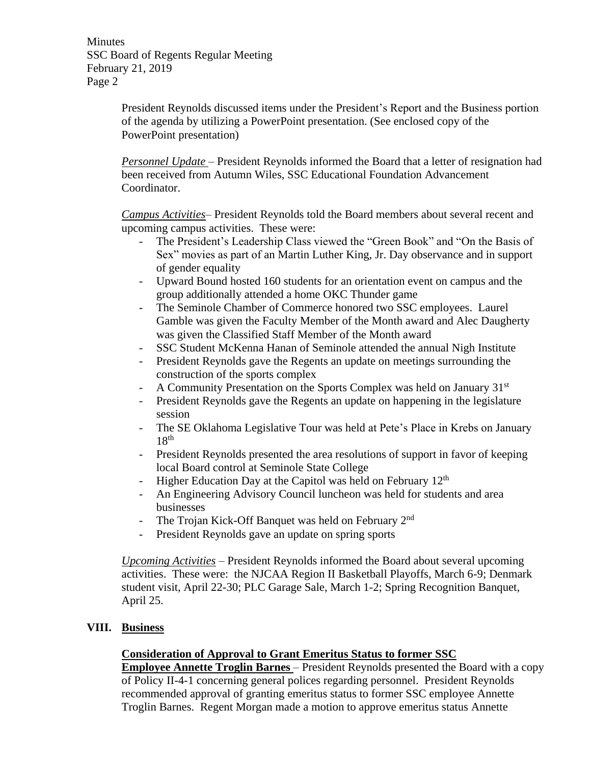President Reynolds discussed items under the President's Report and the Business portion of the agenda by utilizing a PowerPoint presentation. (See enclosed copy of the PowerPoint presentation)

*Personnel Update* – President Reynolds informed the Board that a letter of resignation had been received from Autumn Wiles, SSC Educational Foundation Advancement Coordinator.

*Campus Activities*– President Reynolds told the Board members about several recent and upcoming campus activities. These were:

- The President's Leadership Class viewed the "Green Book" and "On the Basis of Sex" movies as part of an Martin Luther King, Jr. Day observance and in support of gender equality
- Upward Bound hosted 160 students for an orientation event on campus and the group additionally attended a home OKC Thunder game
- The Seminole Chamber of Commerce honored two SSC employees. Laurel Gamble was given the Faculty Member of the Month award and Alec Daugherty was given the Classified Staff Member of the Month award
- SSC Student McKenna Hanan of Seminole attended the annual Nigh Institute
- President Reynolds gave the Regents an update on meetings surrounding the construction of the sports complex
- A Community Presentation on the Sports Complex was held on January 31st
- President Reynolds gave the Regents an update on happening in the legislature session
- The SE Oklahoma Legislative Tour was held at Pete's Place in Krebs on January 18th
- President Reynolds presented the area resolutions of support in favor of keeping local Board control at Seminole State College
- Higher Education Day at the Capitol was held on February 12th
- An Engineering Advisory Council luncheon was held for students and area businesses
- The Trojan Kick-Off Banquet was held on February 2nd
- President Reynolds gave an update on spring sports

*Upcoming Activities* – President Reynolds informed the Board about several upcoming activities. These were: the NJCAA Region II Basketball Playoffs, March 6-9; Denmark student visit, April 22-30; PLC Garage Sale, March 1-2; Spring Recognition Banquet, April 25.

## VIII. Business

**Consideration of Approval to Grant Emeritus Status to former SSC Employee Annette Troglin Barnes** – President Reynolds presented the Board with a copy of Policy II-4-1 concerning general polices regarding personnel. President Reynolds recommended approval of granting emeritus status to former SSC employee Annette Troglin Barnes. Regent Morgan made a motion to approve emeritus status Annette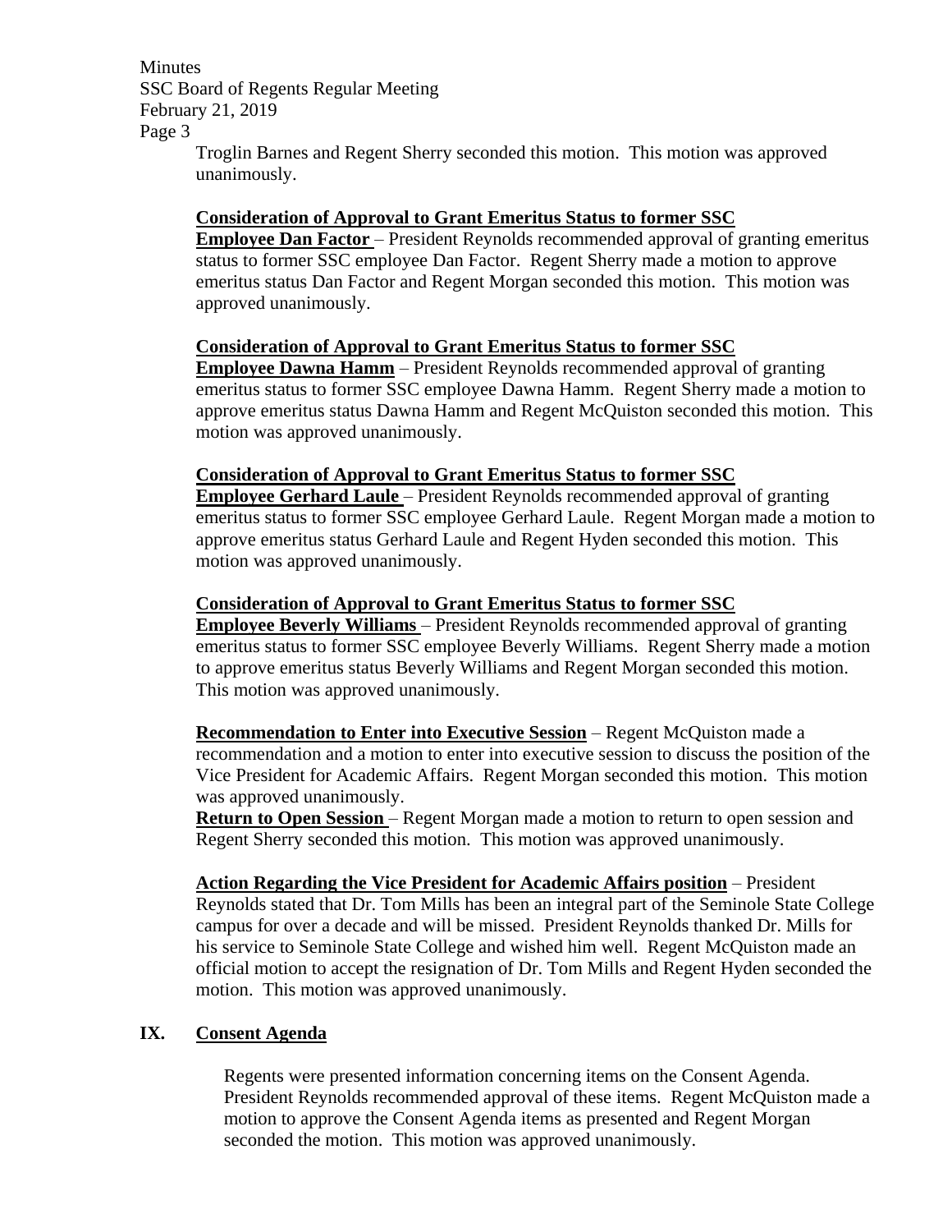Troglin Barnes and Regent Sherry seconded this motion. This motion was approved unanimously.

**Consideration of Approval to Grant Emeritus Status to former SSC Employee Dan Factor** – President Reynolds recommended approval of granting emeritus status to former SSC employee Dan Factor. Regent Sherry made a motion to approve emeritus status Dan Factor and Regent Morgan seconded this motion. This motion was approved unanimously.

**Consideration of Approval to Grant Emeritus Status to former SSC Employee Dawna Hamm** – President Reynolds recommended approval of granting emeritus status to former SSC employee Dawna Hamm. Regent Sherry made a motion to approve emeritus status Dawna Hamm and Regent McQuiston seconded this motion. This motion was approved unanimously.

**Consideration of Approval to Grant Emeritus Status to former SSC Employee Gerhard Laule** – President Reynolds recommended approval of granting emeritus status to former SSC employee Gerhard Laule. Regent Morgan made a motion to approve emeritus status Gerhard Laule and Regent Hyden seconded this motion. This motion was approved unanimously.

**Consideration of Approval to Grant Emeritus Status to former SSC Employee Beverly Williams** – President Reynolds recommended approval of granting emeritus status to former SSC employee Beverly Williams. Regent Sherry made a motion to approve emeritus status Beverly Williams and Regent Morgan seconded this motion. This motion was approved unanimously.

**Recommendation to Enter into Executive Session** – Regent McQuiston made a recommendation and a motion to enter into executive session to discuss the position of the Vice President for Academic Affairs. Regent Morgan seconded this motion. This motion was approved unanimously.
**Return to Open Session** – Regent Morgan made a motion to return to open session and Regent Sherry seconded this motion. This motion was approved unanimously.

**Action Regarding the Vice President for Academic Affairs position** – President Reynolds stated that Dr. Tom Mills has been an integral part of the Seminole State College campus for over a decade and will be missed. President Reynolds thanked Dr. Mills for his service to Seminole State College and wished him well. Regent McQuiston made an official motion to accept the resignation of Dr. Tom Mills and Regent Hyden seconded the motion. This motion was approved unanimously.

## IX. Consent Agenda

Regents were presented information concerning items on the Consent Agenda. President Reynolds recommended approval of these items. Regent McQuiston made a motion to approve the Consent Agenda items as presented and Regent Morgan seconded the motion. This motion was approved unanimously.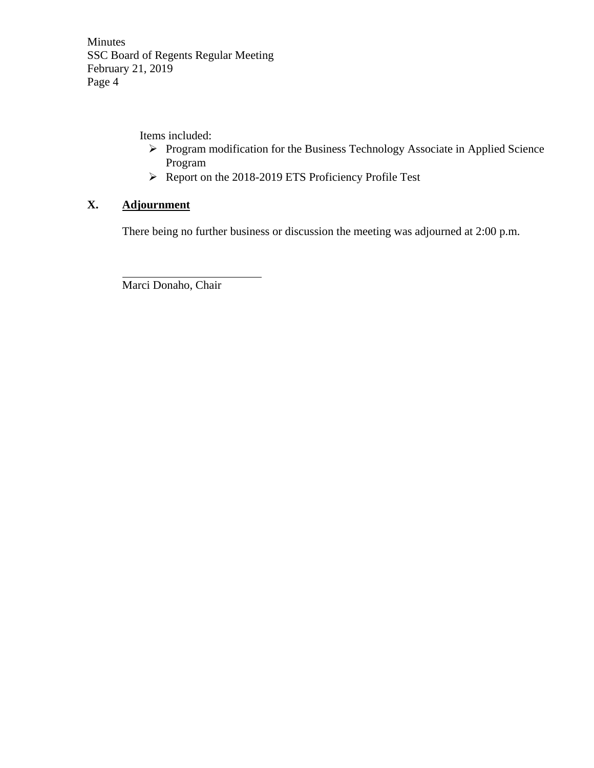Items included:

- Program modification for the Business Technology Associate in Applied Science Program
- Report on the 2018-2019 ETS Proficiency Profile Test

## X. Adjournment

There being no further business or discussion the meeting was adjourned at 2:00 p.m.

\_\_\_\_\_\_\_\_\_\_\_\_\_\_\_\_\_\_\_\_\_\_\_\_\_\_\_\_

Marci Donaho, Chair